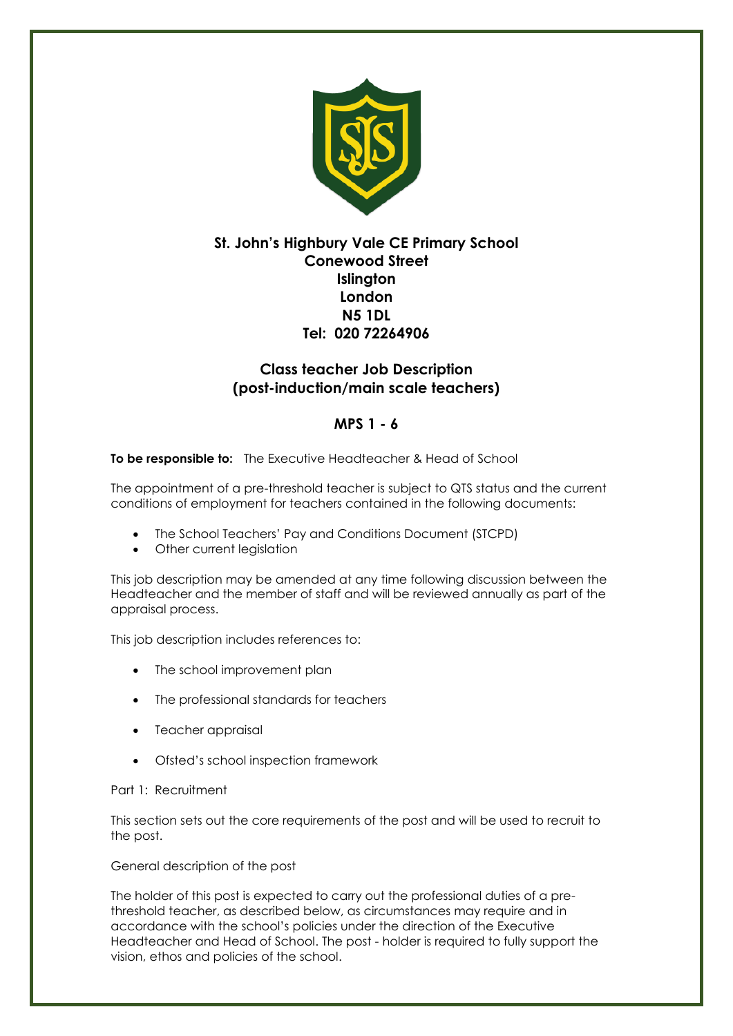**St. John's Highbury Vale CE Primary School**
**Conewood Street**
**Islington**
**London**
**N5 1DL**
**Tel: 020 72264906**

# Class teacher Job Description (post-induction/main scale teachers)

## MPS 1 - 6

**To be responsible to:** The Executive Headteacher & Head of School

The appointment of a pre-threshold teacher is subject to QTS status and the current conditions of employment for teachers contained in the following documents:

- The School Teachers' Pay and Conditions Document (STCPD)
- Other current legislation

This job description may be amended at any time following discussion between the Headteacher and the member of staff and will be reviewed annually as part of the appraisal process.

This job description includes references to:

- The school improvement plan
- The professional standards for teachers
- Teacher appraisal
- Ofsted's school inspection framework

Part 1: Recruitment

This section sets out the core requirements of the post and will be used to recruit to the post.

General description of the post

The holder of this post is expected to carry out the professional duties of a pre-threshold teacher, as described below, as circumstances may require and in accordance with the school's policies under the direction of the Executive Headteacher and Head of School. The post - holder is required to fully support the vision, ethos and policies of the school.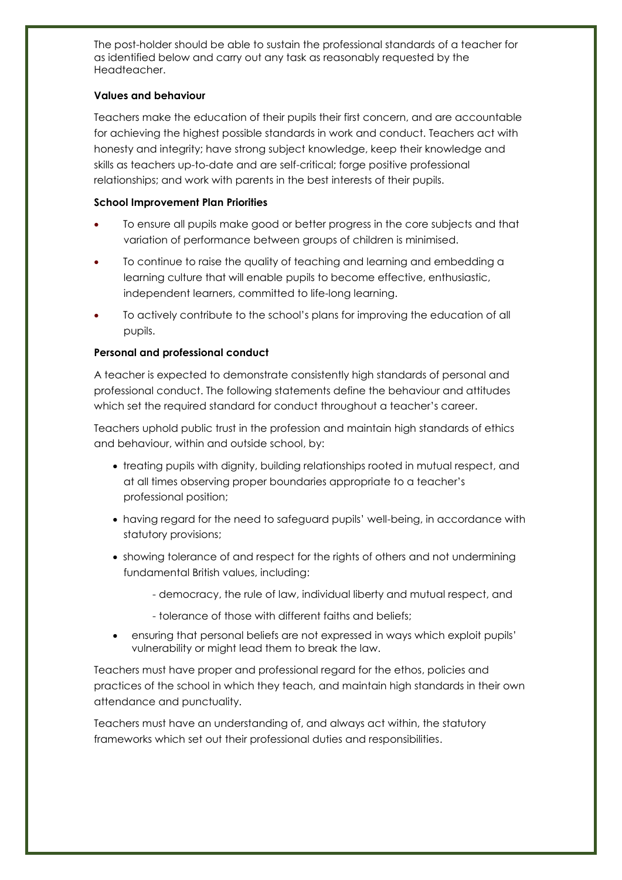The post-holder should be able to sustain the professional standards of a teacher for as identified below and carry out any task as reasonably requested by the Headteacher.

**Values and behaviour**

Teachers make the education of their pupils their first concern, and are accountable for achieving the highest possible standards in work and conduct. Teachers act with honesty and integrity; have strong subject knowledge, keep their knowledge and skills as teachers up-to-date and are self-critical; forge positive professional relationships; and work with parents in the best interests of their pupils.

**School Improvement Plan Priorities**

- To ensure all pupils make good or better progress in the core subjects and that variation of performance between groups of children is minimised.
- To continue to raise the quality of teaching and learning and embedding a learning culture that will enable pupils to become effective, enthusiastic, independent learners, committed to life-long learning.
- To actively contribute to the school's plans for improving the education of all pupils.

**Personal and professional conduct**

A teacher is expected to demonstrate consistently high standards of personal and professional conduct. The following statements define the behaviour and attitudes which set the required standard for conduct throughout a teacher's career.

Teachers uphold public trust in the profession and maintain high standards of ethics and behaviour, within and outside school, by:

- treating pupils with dignity, building relationships rooted in mutual respect, and at all times observing proper boundaries appropriate to a teacher's professional position;
- having regard for the need to safeguard pupils' well-being, in accordance with statutory provisions;
- showing tolerance of and respect for the rights of others and not undermining fundamental British values, including:
  - democracy, the rule of law, individual liberty and mutual respect, and
  - tolerance of those with different faiths and beliefs;
- ensuring that personal beliefs are not expressed in ways which exploit pupils' vulnerability or might lead them to break the law.

Teachers must have proper and professional regard for the ethos, policies and practices of the school in which they teach, and maintain high standards in their own attendance and punctuality.

Teachers must have an understanding of, and always act within, the statutory frameworks which set out their professional duties and responsibilities.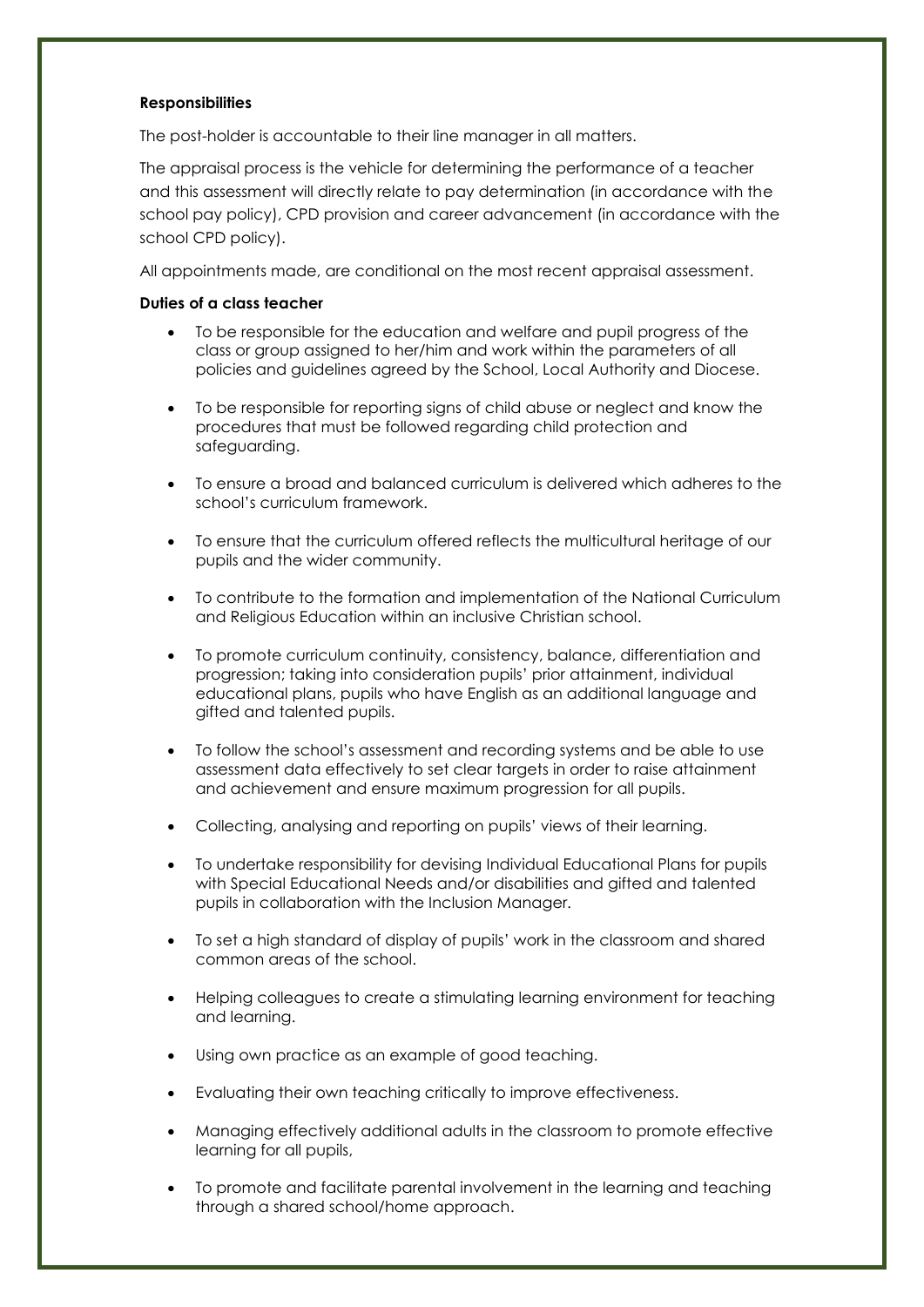**Responsibilities**

The post-holder is accountable to their line manager in all matters.

The appraisal process is the vehicle for determining the performance of a teacher and this assessment will directly relate to pay determination (in accordance with the school pay policy), CPD provision and career advancement (in accordance with the school CPD policy).

All appointments made, are conditional on the most recent appraisal assessment.

**Duties of a class teacher**

- To be responsible for the education and welfare and pupil progress of the class or group assigned to her/him and work within the parameters of all policies and guidelines agreed by the School, Local Authority and Diocese.
- To be responsible for reporting signs of child abuse or neglect and know the procedures that must be followed regarding child protection and safeguarding.
- To ensure a broad and balanced curriculum is delivered which adheres to the school's curriculum framework.
- To ensure that the curriculum offered reflects the multicultural heritage of our pupils and the wider community.
- To contribute to the formation and implementation of the National Curriculum and Religious Education within an inclusive Christian school.
- To promote curriculum continuity, consistency, balance, differentiation and progression; taking into consideration pupils' prior attainment, individual educational plans, pupils who have English as an additional language and gifted and talented pupils.
- To follow the school's assessment and recording systems and be able to use assessment data effectively to set clear targets in order to raise attainment and achievement and ensure maximum progression for all pupils.
- Collecting, analysing and reporting on pupils' views of their learning.
- To undertake responsibility for devising Individual Educational Plans for pupils with Special Educational Needs and/or disabilities and gifted and talented pupils in collaboration with the Inclusion Manager.
- To set a high standard of display of pupils' work in the classroom and shared common areas of the school.
- Helping colleagues to create a stimulating learning environment for teaching and learning.
- Using own practice as an example of good teaching.
- Evaluating their own teaching critically to improve effectiveness.
- Managing effectively additional adults in the classroom to promote effective learning for all pupils,
- To promote and facilitate parental involvement in the learning and teaching through a shared school/home approach.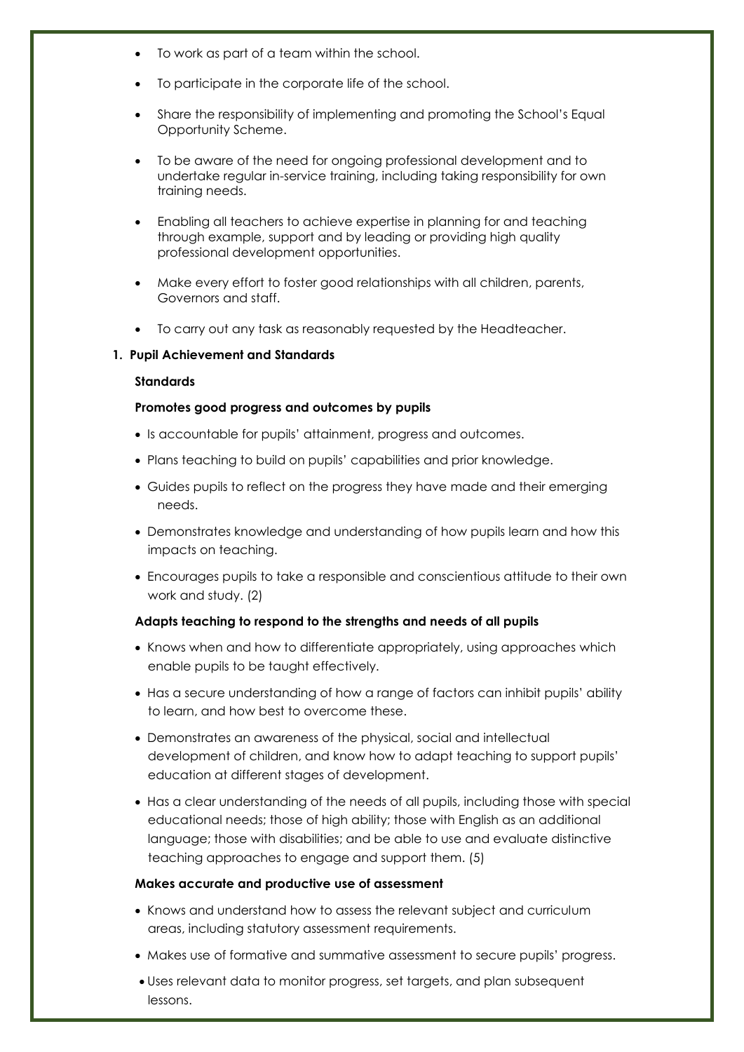- To work as part of a team within the school.
- To participate in the corporate life of the school.
- Share the responsibility of implementing and promoting the School's Equal Opportunity Scheme.
- To be aware of the need for ongoing professional development and to undertake regular in-service training, including taking responsibility for own training needs.
- Enabling all teachers to achieve expertise in planning for and teaching through example, support and by leading or providing high quality professional development opportunities.
- Make every effort to foster good relationships with all children, parents, Governors and staff.
- To carry out any task as reasonably requested by the Headteacher.

**1. Pupil Achievement and Standards**

**Standards**

**Promotes good progress and outcomes by pupils**

- Is accountable for pupils' attainment, progress and outcomes.
- Plans teaching to build on pupils' capabilities and prior knowledge.
- Guides pupils to reflect on the progress they have made and their emerging needs.
- Demonstrates knowledge and understanding of how pupils learn and how this impacts on teaching.
- Encourages pupils to take a responsible and conscientious attitude to their own work and study. (2)

**Adapts teaching to respond to the strengths and needs of all pupils**

- Knows when and how to differentiate appropriately, using approaches which enable pupils to be taught effectively.
- Has a secure understanding of how a range of factors can inhibit pupils' ability to learn, and how best to overcome these.
- Demonstrates an awareness of the physical, social and intellectual development of children, and know how to adapt teaching to support pupils' education at different stages of development.
- Has a clear understanding of the needs of all pupils, including those with special educational needs; those of high ability; those with English as an additional language; those with disabilities; and be able to use and evaluate distinctive teaching approaches to engage and support them. (5)

**Makes accurate and productive use of assessment**

- Knows and understand how to assess the relevant subject and curriculum areas, including statutory assessment requirements.
- Makes use of formative and summative assessment to secure pupils' progress.
- Uses relevant data to monitor progress, set targets, and plan subsequent lessons.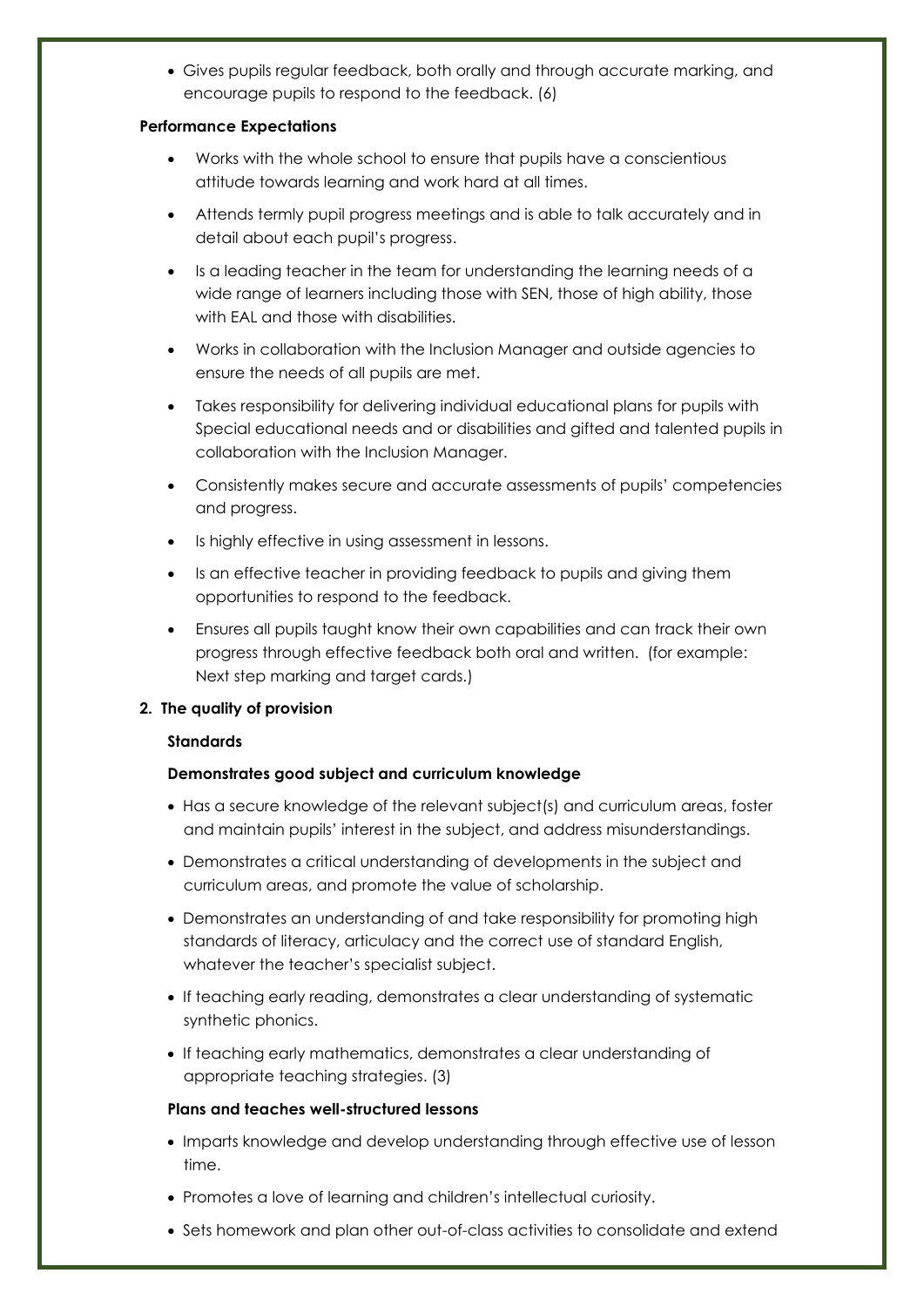- Gives pupils regular feedback, both orally and through accurate marking, and encourage pupils to respond to the feedback. (6)

**Performance Expectations**

- Works with the whole school to ensure that pupils have a conscientious attitude towards learning and work hard at all times.
- Attends termly pupil progress meetings and is able to talk accurately and in detail about each pupil's progress.
- Is a leading teacher in the team for understanding the learning needs of a wide range of learners including those with SEN, those of high ability, those with EAL and those with disabilities.
- Works in collaboration with the Inclusion Manager and outside agencies to ensure the needs of all pupils are met.
- Takes responsibility for delivering individual educational plans for pupils with Special educational needs and or disabilities and gifted and talented pupils in collaboration with the Inclusion Manager.
- Consistently makes secure and accurate assessments of pupils' competencies and progress.
- Is highly effective in using assessment in lessons.
- Is an effective teacher in providing feedback to pupils and giving them opportunities to respond to the feedback.
- Ensures all pupils taught know their own capabilities and can track their own progress through effective feedback both oral and written. (for example: Next step marking and target cards.)

**2. The quality of provision**

**Standards**

**Demonstrates good subject and curriculum knowledge**

- Has a secure knowledge of the relevant subject(s) and curriculum areas, foster and maintain pupils' interest in the subject, and address misunderstandings.
- Demonstrates a critical understanding of developments in the subject and curriculum areas, and promote the value of scholarship.
- Demonstrates an understanding of and take responsibility for promoting high standards of literacy, articulacy and the correct use of standard English, whatever the teacher's specialist subject.
- If teaching early reading, demonstrates a clear understanding of systematic synthetic phonics.
- If teaching early mathematics, demonstrates a clear understanding of appropriate teaching strategies. (3)

**Plans and teaches well-structured lessons**

- Imparts knowledge and develop understanding through effective use of lesson time.
- Promotes a love of learning and children's intellectual curiosity.
- Sets homework and plan other out-of-class activities to consolidate and extend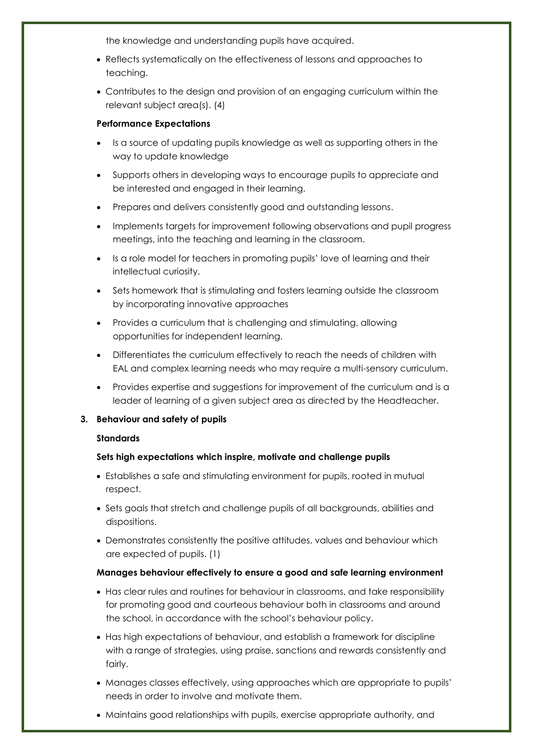the knowledge and understanding pupils have acquired.

- Reflects systematically on the effectiveness of lessons and approaches to teaching.
- Contributes to the design and provision of an engaging curriculum within the relevant subject area(s). (4)

**Performance Expectations**

- Is a source of updating pupils knowledge as well as supporting others in the way to update knowledge
- Supports others in developing ways to encourage pupils to appreciate and be interested and engaged in their learning.
- Prepares and delivers consistently good and outstanding lessons.
- Implements targets for improvement following observations and pupil progress meetings, into the teaching and learning in the classroom.
- Is a role model for teachers in promoting pupils' love of learning and their intellectual curiosity.
- Sets homework that is stimulating and fosters learning outside the classroom by incorporating innovative approaches
- Provides a curriculum that is challenging and stimulating, allowing opportunities for independent learning.
- Differentiates the curriculum effectively to reach the needs of children with EAL and complex learning needs who may require a multi-sensory curriculum.
- Provides expertise and suggestions for improvement of the curriculum and is a leader of learning of a given subject area as directed by the Headteacher.

**3. Behaviour and safety of pupils**

**Standards**

**Sets high expectations which inspire, motivate and challenge pupils**

- Establishes a safe and stimulating environment for pupils, rooted in mutual respect.
- Sets goals that stretch and challenge pupils of all backgrounds, abilities and dispositions.
- Demonstrates consistently the positive attitudes, values and behaviour which are expected of pupils. (1)

**Manages behaviour effectively to ensure a good and safe learning environment**

- Has clear rules and routines for behaviour in classrooms, and take responsibility for promoting good and courteous behaviour both in classrooms and around the school, in accordance with the school's behaviour policy.
- Has high expectations of behaviour, and establish a framework for discipline with a range of strategies, using praise, sanctions and rewards consistently and fairly.
- Manages classes effectively, using approaches which are appropriate to pupils' needs in order to involve and motivate them.
- Maintains good relationships with pupils, exercise appropriate authority, and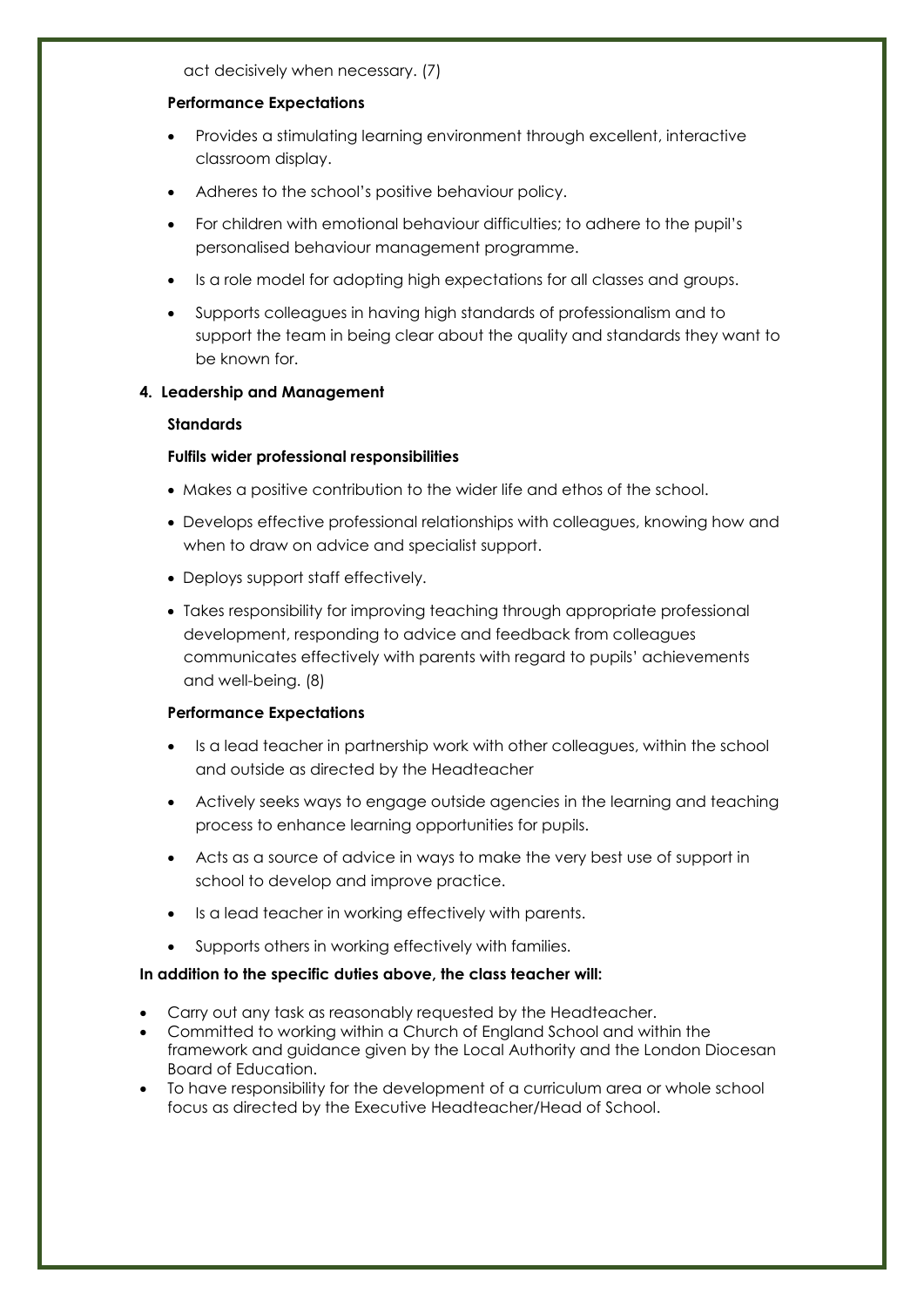act decisively when necessary. (7)

**Performance Expectations**

- Provides a stimulating learning environment through excellent, interactive classroom display.
- Adheres to the school's positive behaviour policy.
- For children with emotional behaviour difficulties; to adhere to the pupil's personalised behaviour management programme.
- Is a role model for adopting high expectations for all classes and groups.
- Supports colleagues in having high standards of professionalism and to support the team in being clear about the quality and standards they want to be known for.

**4. Leadership and Management**

**Standards**

**Fulfils wider professional responsibilities**

- Makes a positive contribution to the wider life and ethos of the school.
- Develops effective professional relationships with colleagues, knowing how and when to draw on advice and specialist support.
- Deploys support staff effectively.
- Takes responsibility for improving teaching through appropriate professional development, responding to advice and feedback from colleagues communicates effectively with parents with regard to pupils' achievements and well-being. (8)

**Performance Expectations**

- Is a lead teacher in partnership work with other colleagues, within the school and outside as directed by the Headteacher
- Actively seeks ways to engage outside agencies in the learning and teaching process to enhance learning opportunities for pupils.
- Acts as a source of advice in ways to make the very best use of support in school to develop and improve practice.
- Is a lead teacher in working effectively with parents.
- Supports others in working effectively with families.

**In addition to the specific duties above, the class teacher will:**

- Carry out any task as reasonably requested by the Headteacher.
- Committed to working within a Church of England School and within the framework and guidance given by the Local Authority and the London Diocesan Board of Education.
- To have responsibility for the development of a curriculum area or whole school focus as directed by the Executive Headteacher/Head of School.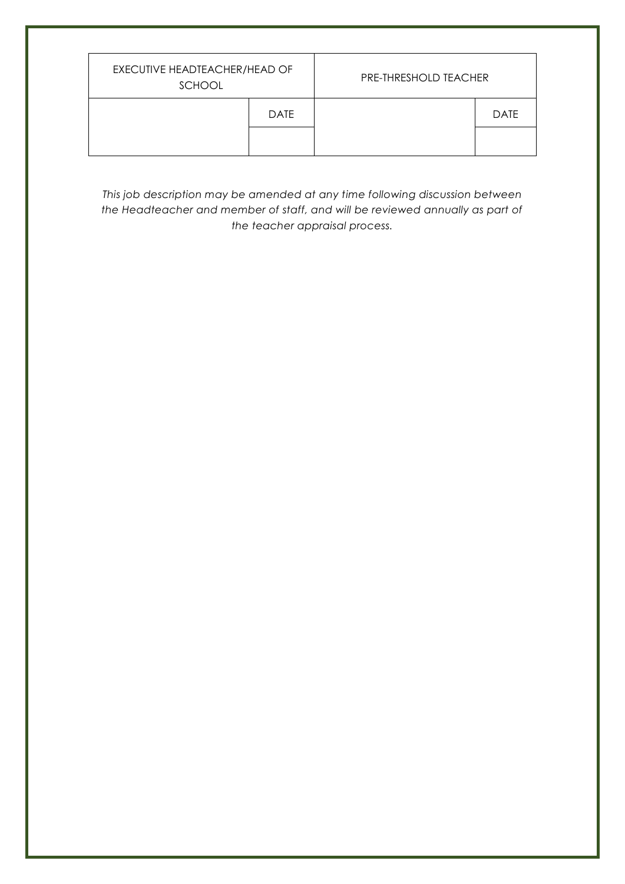| EXECUTIVE HEADTEACHER/HEAD OF SCHOOL | | PRE-THRESHOLD TEACHER | |
|---|---|---|---|
| | DATE | | DATE |
| | | | |

*This job description may be amended at any time following discussion between the Headteacher and member of staff, and will be reviewed annually as part of the teacher appraisal process.*